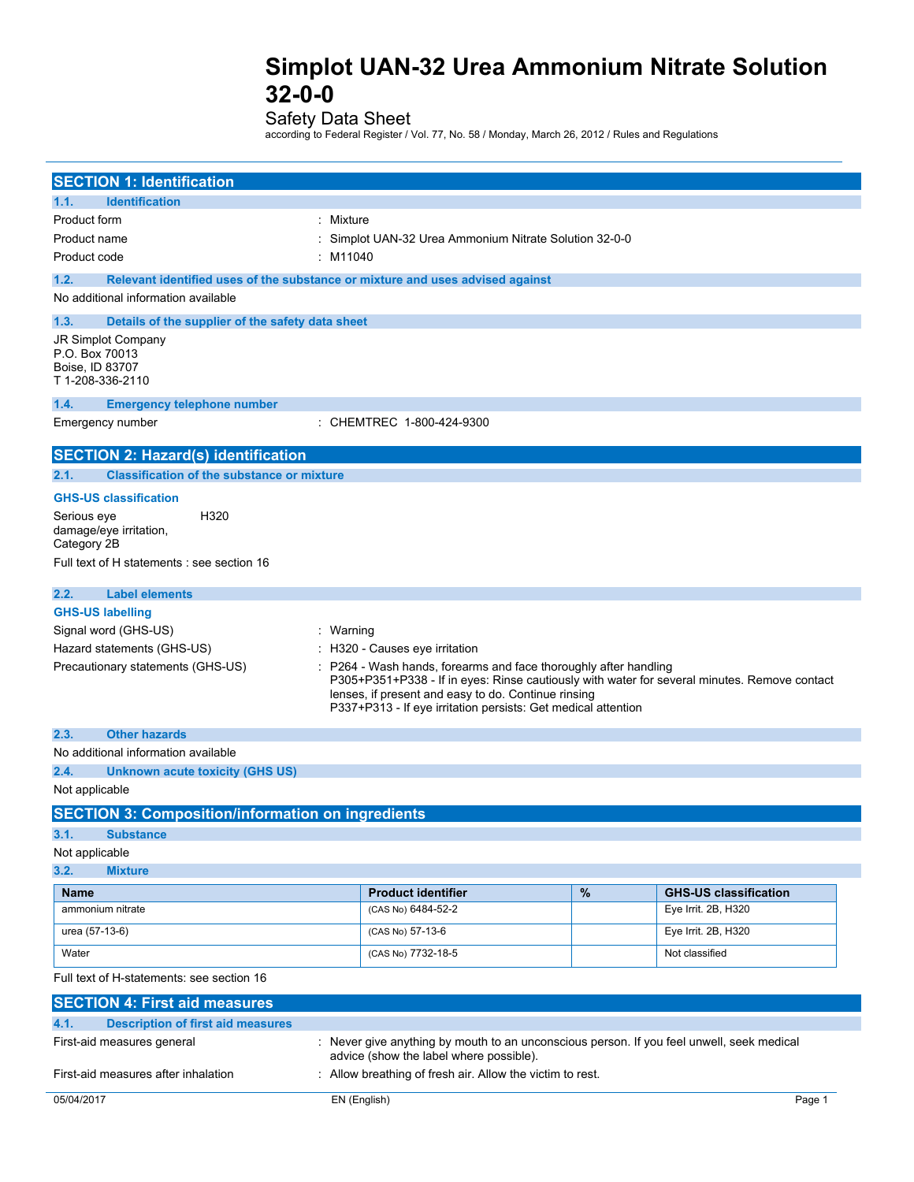# Simplot UAN-32 Urea Ammonium Nitrate Solution 32-0-0

Safety Data Sheet

according to Federal Register / Vol. 77, No. 58 / Monday, March 26, 2012 / Rules and Regulations

## SECTION 1: Identification

### 1.1. Identification

Product form : Mixture

Product name : Simplot UAN-32 Urea Ammonium Nitrate Solution 32-0-0

Product code : M11040

### 1.2. Relevant identified uses of the substance or mixture and uses advised against

No additional information available

### 1.3. Details of the supplier of the safety data sheet

JR Simplot Company
P.O. Box 70013
Boise, ID 83707
T 1-208-336-2110

### 1.4. Emergency telephone number

Emergency number : CHEMTREC 1-800-424-9300

## SECTION 2: Hazard(s) identification

### 2.1. Classification of the substance or mixture

**GHS-US classification**

Serious eye damage/eye irritation, Category 2B H320

Full text of H statements : see section 16

### 2.2. Label elements

**GHS-US labelling**

Signal word (GHS-US) : Warning

Hazard statements (GHS-US) : H320 - Causes eye irritation

Precautionary statements (GHS-US) : P264 - Wash hands, forearms and face thoroughly after handling
P305+P351+P338 - If in eyes: Rinse cautiously with water for several minutes. Remove contact lenses, if present and easy to do. Continue rinsing
P337+P313 - If eye irritation persists: Get medical attention

### 2.3. Other hazards

No additional information available

### 2.4. Unknown acute toxicity (GHS US)

Not applicable

## SECTION 3: Composition/information on ingredients

### 3.1. Substance

Not applicable

### 3.2. Mixture

| Name | Product identifier | % | GHS-US classification |
|---|---|---|---|
| ammonium nitrate | (CAS No) 6484-52-2 | | Eye Irrit. 2B, H320 |
| urea (57-13-6) | (CAS No) 57-13-6 | | Eye Irrit. 2B, H320 |
| Water | (CAS No) 7732-18-5 | | Not classified |

Full text of H-statements: see section 16

## SECTION 4: First aid measures

### 4.1. Description of first aid measures

First-aid measures general : Never give anything by mouth to an unconscious person. If you feel unwell, seek medical advice (show the label where possible).

First-aid measures after inhalation : Allow breathing of fresh air. Allow the victim to rest.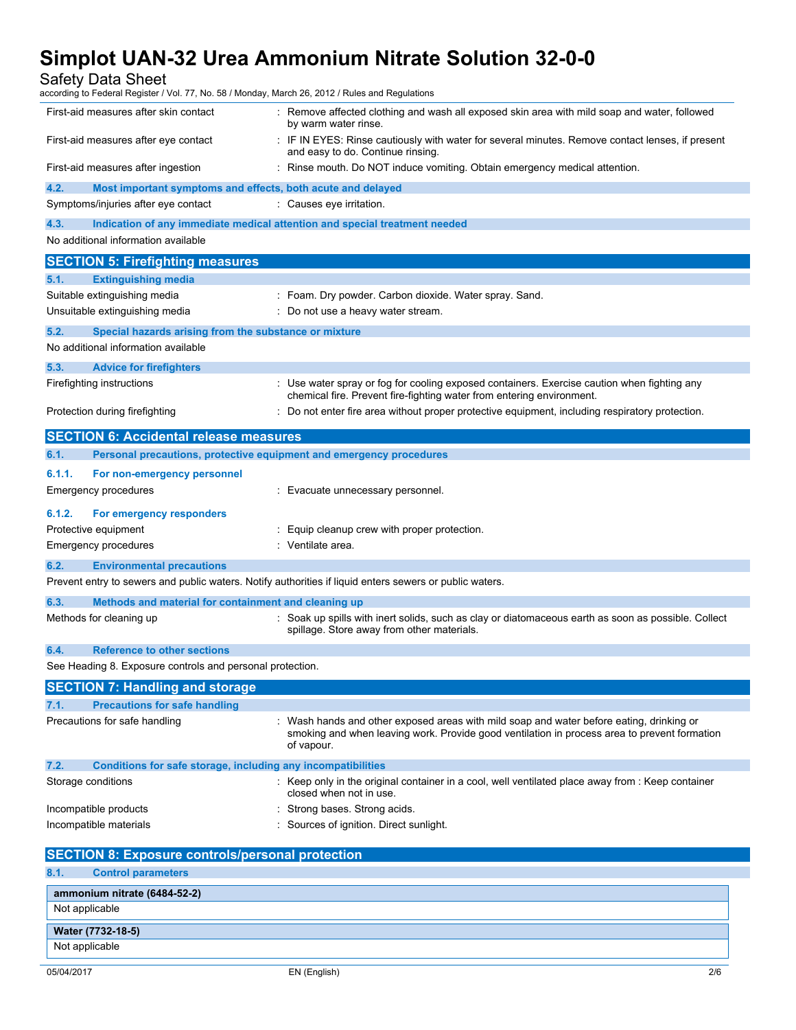| | |
|---|---|
| First-aid measures after skin contact | : Remove affected clothing and wash all exposed skin area with mild soap and water, followed by warm water rinse. |
| First-aid measures after eye contact | : IF IN EYES: Rinse cautiously with water for several minutes. Remove contact lenses, if present and easy to do. Continue rinsing. |
| First-aid measures after ingestion | : Rinse mouth. Do NOT induce vomiting. Obtain emergency medical attention. |

### 4.2. Most important symptoms and effects, both acute and delayed

| | |
|---|---|
| Symptoms/injuries after eye contact | : Causes eye irritation. |

### 4.3. Indication of any immediate medical attention and special treatment needed

No additional information available

## SECTION 5: Firefighting measures

### 5.1. Extinguishing media

| | |
|---|---|
| Suitable extinguishing media | : Foam. Dry powder. Carbon dioxide. Water spray. Sand. |
| Unsuitable extinguishing media | : Do not use a heavy water stream. |

### 5.2. Special hazards arising from the substance or mixture

No additional information available

### 5.3. Advice for firefighters

| | |
|---|---|
| Firefighting instructions | : Use water spray or fog for cooling exposed containers. Exercise caution when fighting any chemical fire. Prevent fire-fighting water from entering environment. |
| Protection during firefighting | : Do not enter fire area without proper protective equipment, including respiratory protection. |

## SECTION 6: Accidental release measures

### 6.1. Personal precautions, protective equipment and emergency procedures

#### 6.1.1. For non-emergency personnel

| | |
|---|---|
| Emergency procedures | : Evacuate unnecessary personnel. |

#### 6.1.2. For emergency responders

| | |
|---|---|
| Protective equipment | : Equip cleanup crew with proper protection. |
| Emergency procedures | : Ventilate area. |

### 6.2. Environmental precautions

Prevent entry to sewers and public waters. Notify authorities if liquid enters sewers or public waters.

### 6.3. Methods and material for containment and cleaning up

| | |
|---|---|
| Methods for cleaning up | : Soak up spills with inert solids, such as clay or diatomaceous earth as soon as possible. Collect spillage. Store away from other materials. |

### 6.4. Reference to other sections

See Heading 8. Exposure controls and personal protection.

## SECTION 7: Handling and storage

### 7.1. Precautions for safe handling

| | |
|---|---|
| Precautions for safe handling | : Wash hands and other exposed areas with mild soap and water before eating, drinking or smoking and when leaving work. Provide good ventilation in process area to prevent formation of vapour. |

### 7.2. Conditions for safe storage, including any incompatibilities

| | |
|---|---|
| Storage conditions | : Keep only in the original container in a cool, well ventilated place away from : Keep container closed when not in use. |
| Incompatible products | : Strong bases. Strong acids. |
| Incompatible materials | : Sources of ignition. Direct sunlight. |

## SECTION 8: Exposure controls/personal protection

### 8.1. Control parameters

| ammonium nitrate (6484-52-2) |
|---|
| Not applicable |

| Water (7732-18-5) |
|---|
| Not applicable |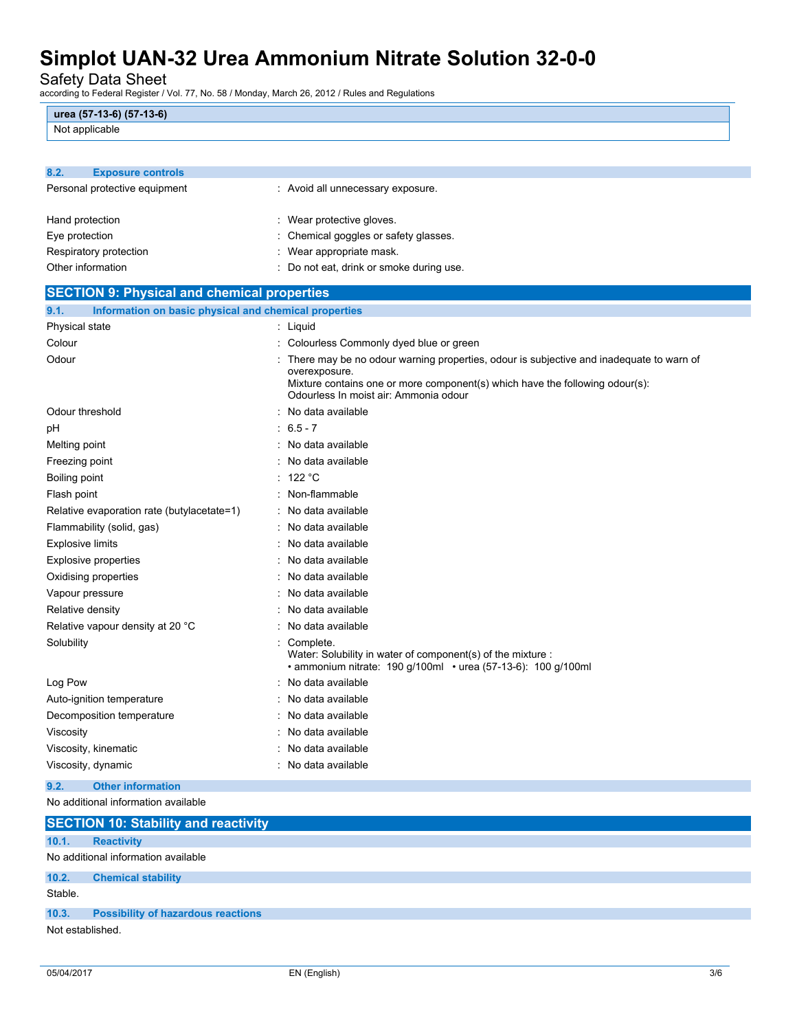| urea (57-13-6) (57-13-6) |
|---|
| Not applicable |

### 8.2. Exposure controls

Personal protective equipment : Avoid all unnecessary exposure.

Hand protection : Wear protective gloves.

Eye protection : Chemical goggles or safety glasses.

Respiratory protection : Wear appropriate mask.

Other information : Do not eat, drink or smoke during use.

## SECTION 9: Physical and chemical properties

### 9.1. Information on basic physical and chemical properties

| | |
|---|---|
| Physical state | : Liquid |
| Colour | : Colourless Commonly dyed blue or green |
| Odour | : There may be no odour warning properties, odour is subjective and inadequate to warn of overexposure. Mixture contains one or more component(s) which have the following odour(s): Odourless In moist air: Ammonia odour |
| Odour threshold | : No data available |
| pH | : 6.5 - 7 |
| Melting point | : No data available |
| Freezing point | : No data available |
| Boiling point | : 122 °C |
| Flash point | : Non-flammable |
| Relative evaporation rate (butylacetate=1) | : No data available |
| Flammability (solid, gas) | : No data available |
| Explosive limits | : No data available |
| Explosive properties | : No data available |
| Oxidising properties | : No data available |
| Vapour pressure | : No data available |
| Relative density | : No data available |
| Relative vapour density at 20 °C | : No data available |
| Solubility | : Complete. Water: Solubility in water of component(s) of the mixture : • ammonium nitrate: 190 g/100ml • urea (57-13-6): 100 g/100ml |
| Log Pow | : No data available |
| Auto-ignition temperature | : No data available |
| Decomposition temperature | : No data available |
| Viscosity | : No data available |
| Viscosity, kinematic | : No data available |
| Viscosity, dynamic | : No data available |

### 9.2. Other information

No additional information available

## SECTION 10: Stability and reactivity

### 10.1. Reactivity

No additional information available

### 10.2. Chemical stability

Stable.

### 10.3. Possibility of hazardous reactions

Not established.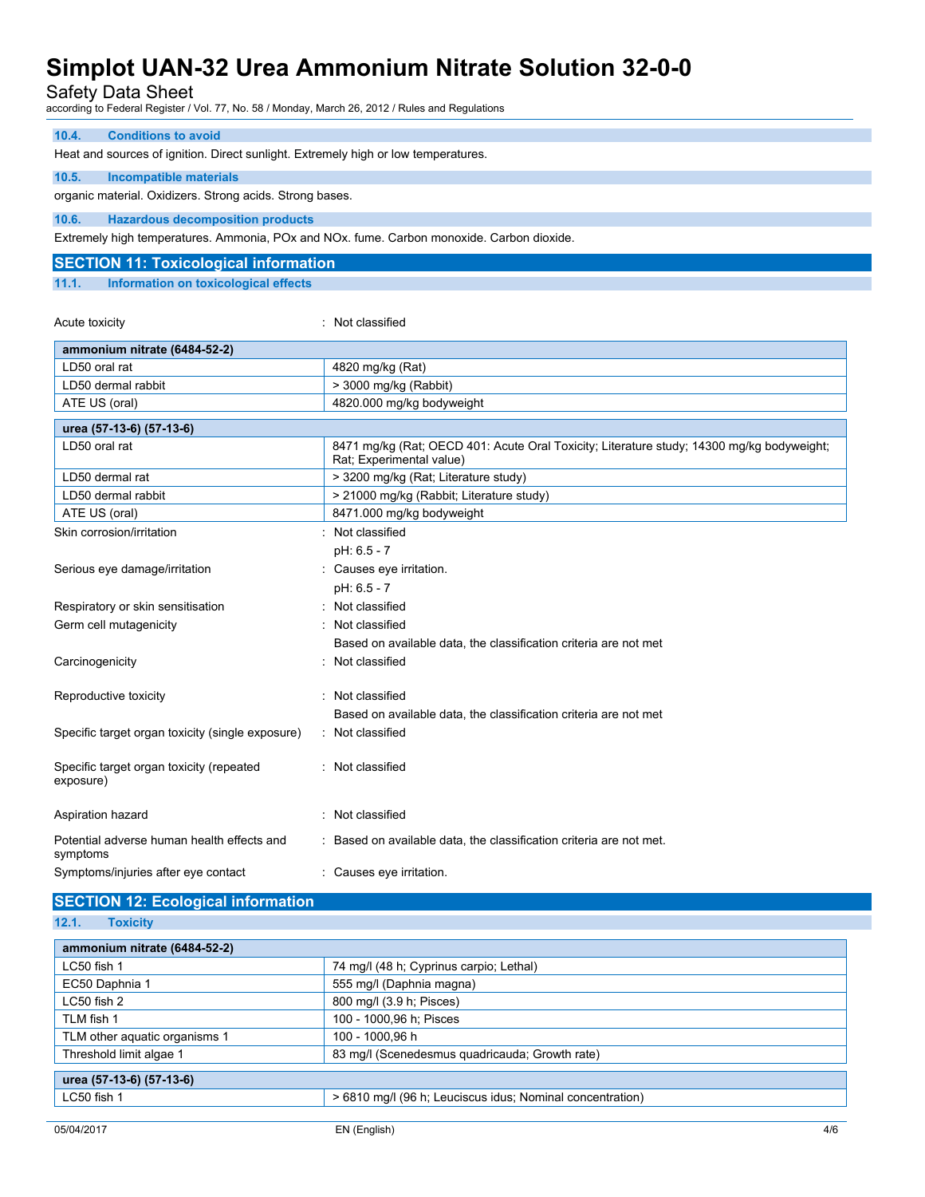### 10.4. Conditions to avoid

Heat and sources of ignition. Direct sunlight. Extremely high or low temperatures.

### 10.5. Incompatible materials

organic material. Oxidizers. Strong acids. Strong bases.

### 10.6. Hazardous decomposition products

Extremely high temperatures. Ammonia, POx and NOx. fume. Carbon monoxide. Carbon dioxide.

## SECTION 11: Toxicological information

### 11.1. Information on toxicological effects

Acute toxicity : Not classified

| ammonium nitrate (6484-52-2) | |
|---|---|
| LD50 oral rat | 4820 mg/kg (Rat) |
| LD50 dermal rabbit | > 3000 mg/kg (Rabbit) |
| ATE US (oral) | 4820.000 mg/kg bodyweight |

| urea (57-13-6) (57-13-6) | |
|---|---|
| LD50 oral rat | 8471 mg/kg (Rat; OECD 401: Acute Oral Toxicity; Literature study; 14300 mg/kg bodyweight; Rat; Experimental value) |
| LD50 dermal rat | > 3200 mg/kg (Rat; Literature study) |
| LD50 dermal rabbit | > 21000 mg/kg (Rabbit; Literature study) |
| ATE US (oral) | 8471.000 mg/kg bodyweight |

Skin corrosion/irritation : Not classified
pH: 6.5 - 7

Serious eye damage/irritation : Causes eye irritation.
pH: 6.5 - 7

Respiratory or skin sensitisation : Not classified

Germ cell mutagenicity : Not classified
Based on available data, the classification criteria are not met

Carcinogenicity : Not classified

Reproductive toxicity : Not classified
Based on available data, the classification criteria are not met

Specific target organ toxicity (single exposure) : Not classified

Specific target organ toxicity (repeated exposure) : Not classified

Aspiration hazard : Not classified

Potential adverse human health effects and symptoms : Based on available data, the classification criteria are not met.

Symptoms/injuries after eye contact : Causes eye irritation.

## SECTION 12: Ecological information

### 12.1. Toxicity

| ammonium nitrate (6484-52-2) | |
|---|---|
| LC50 fish 1 | 74 mg/l (48 h; Cyprinus carpio; Lethal) |
| EC50 Daphnia 1 | 555 mg/l (Daphnia magna) |
| LC50 fish 2 | 800 mg/l (3.9 h; Pisces) |
| TLM fish 1 | 100 - 1000,96 h; Pisces |
| TLM other aquatic organisms 1 | 100 - 1000,96 h |
| Threshold limit algae 1 | 83 mg/l (Scenedesmus quadricauda; Growth rate) |

| urea (57-13-6) (57-13-6) | |
|---|---|
| LC50 fish 1 | > 6810 mg/l (96 h; Leuciscus idus; Nominal concentration) |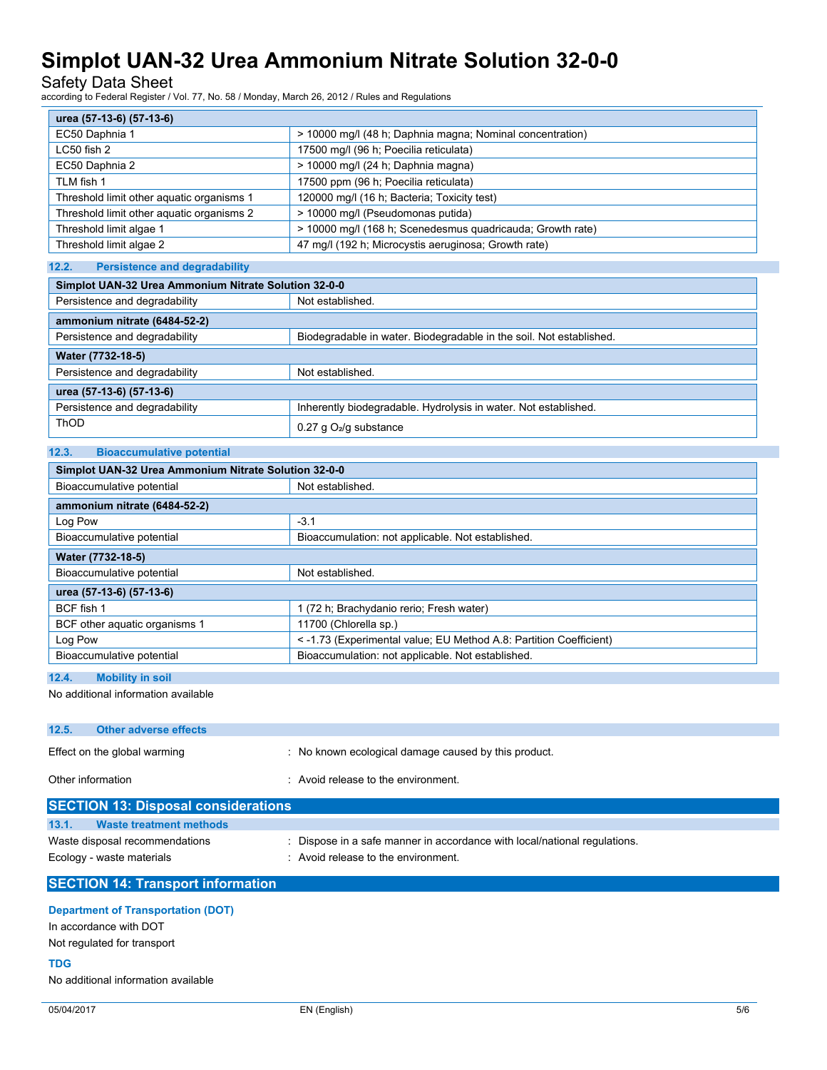| urea (57-13-6) (57-13-6) | |
|---|---|
| EC50 Daphnia 1 | > 10000 mg/l (48 h; Daphnia magna; Nominal concentration) |
| LC50 fish 2 | 17500 mg/l (96 h; Poecilia reticulata) |
| EC50 Daphnia 2 | > 10000 mg/l (24 h; Daphnia magna) |
| TLM fish 1 | 17500 ppm (96 h; Poecilia reticulata) |
| Threshold limit other aquatic organisms 1 | 120000 mg/l (16 h; Bacteria; Toxicity test) |
| Threshold limit other aquatic organisms 2 | > 10000 mg/l (Pseudomonas putida) |
| Threshold limit algae 1 | > 10000 mg/l (168 h; Scenedesmus quadricauda; Growth rate) |
| Threshold limit algae 2 | 47 mg/l (192 h; Microcystis aeruginosa; Growth rate) |

### 12.2. Persistence and degradability

| Simplot UAN-32 Urea Ammonium Nitrate Solution 32-0-0 | |
|---|---|
| Persistence and degradability | Not established. |
| **ammonium nitrate (6484-52-2)** | |
| Persistence and degradability | Biodegradable in water. Biodegradable in the soil. Not established. |
| **Water (7732-18-5)** | |
| Persistence and degradability | Not established. |
| **urea (57-13-6) (57-13-6)** | |
| Persistence and degradability | Inherently biodegradable. Hydrolysis in water. Not established. |
| ThOD | 0.27 g $O_2$/g substance |

### 12.3. Bioaccumulative potential

| Simplot UAN-32 Urea Ammonium Nitrate Solution 32-0-0 | |
|---|---|
| Bioaccumulative potential | Not established. |
| **ammonium nitrate (6484-52-2)** | |
| Log Pow | -3.1 |
| Bioaccumulative potential | Bioaccumulation: not applicable. Not established. |
| **Water (7732-18-5)** | |
| Bioaccumulative potential | Not established. |
| **urea (57-13-6) (57-13-6)** | |
| BCF fish 1 | 1 (72 h; Brachydanio rerio; Fresh water) |
| BCF other aquatic organisms 1 | 11700 (Chlorella sp.) |
| Log Pow | < -1.73 (Experimental value; EU Method A.8: Partition Coefficient) |
| Bioaccumulative potential | Bioaccumulation: not applicable. Not established. |

### 12.4. Mobility in soil

No additional information available

### 12.5. Other adverse effects

Effect on the global warming : No known ecological damage caused by this product.

Other information : Avoid release to the environment.

## SECTION 13: Disposal considerations

### 13.1. Waste treatment methods

Waste disposal recommendations : Dispose in a safe manner in accordance with local/national regulations.

Ecology - waste materials : Avoid release to the environment.

## SECTION 14: Transport information

**Department of Transportation (DOT)**

In accordance with DOT

Not regulated for transport

**TDG**

No additional information available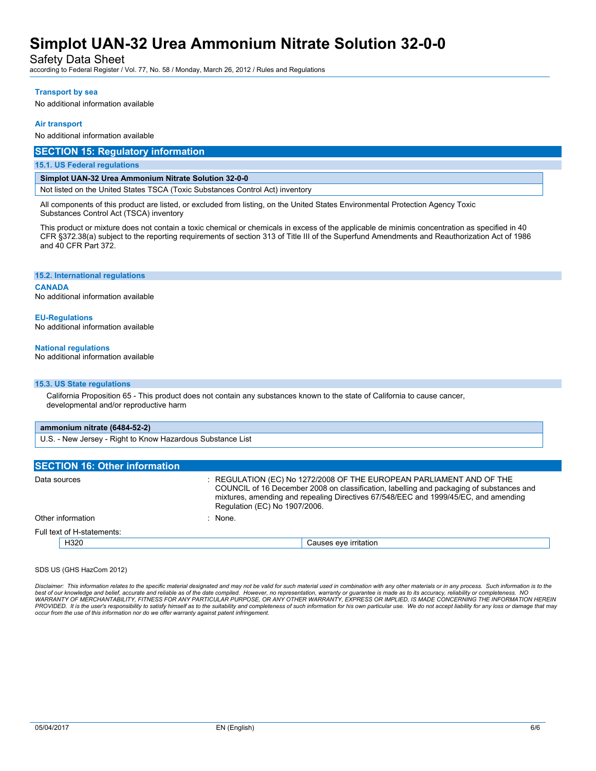### Transport by sea

No additional information available

### Air transport

No additional information available

## SECTION 15: Regulatory information

### 15.1. US Federal regulations

| Simplot UAN-32 Urea Ammonium Nitrate Solution 32-0-0 |
|---|
| Not listed on the United States TSCA (Toxic Substances Control Act) inventory |

All components of this product are listed, or excluded from listing, on the United States Environmental Protection Agency Toxic Substances Control Act (TSCA) inventory

This product or mixture does not contain a toxic chemical or chemicals in excess of the applicable de minimis concentration as specified in 40 CFR §372.38(a) subject to the reporting requirements of section 313 of Title III of the Superfund Amendments and Reauthorization Act of 1986 and 40 CFR Part 372.

### 15.2. International regulations

**CANADA**

No additional information available

**EU-Regulations**

No additional information available

**National regulations**

No additional information available

### 15.3. US State regulations

California Proposition 65 - This product does not contain any substances known to the state of California to cause cancer, developmental and/or reproductive harm

| ammonium nitrate (6484-52-2) |
|---|
| U.S. - New Jersey - Right to Know Hazardous Substance List |

## SECTION 16: Other information

| | |
|---|---|
| Data sources | : REGULATION (EC) No 1272/2008 OF THE EUROPEAN PARLIAMENT AND OF THE COUNCIL of 16 December 2008 on classification, labelling and packaging of substances and mixtures, amending and repealing Directives 67/548/EEC and 1999/45/EC, and amending Regulation (EC) No 1907/2006. |
| Other information | : None. |

Full text of H-statements:

| | |
|---|---|
| H320 | Causes eye irritation |

SDS US (GHS HazCom 2012)

*Disclaimer: This information relates to the specific material designated and may not be valid for such material used in combination with any other materials or in any process. Such information is to the best of our knowledge and belief, accurate and reliable as of the date compiled. However, no representation, warranty or guarantee is made as to its accuracy, reliability or completeness. NO WARRANTY OF MERCHANTABILITY, FITNESS FOR ANY PARTICULAR PURPOSE, OR ANY OTHER WARRANTY, EXPRESS OR IMPLIED, IS MADE CONCERNING THE INFORMATION HEREIN PROVIDED. It is the user's responsibility to satisfy himself as to the suitability and completeness of such information for his own particular use. We do not accept liability for any loss or damage that may occur from the use of this information nor do we offer warranty against patent infringement.*